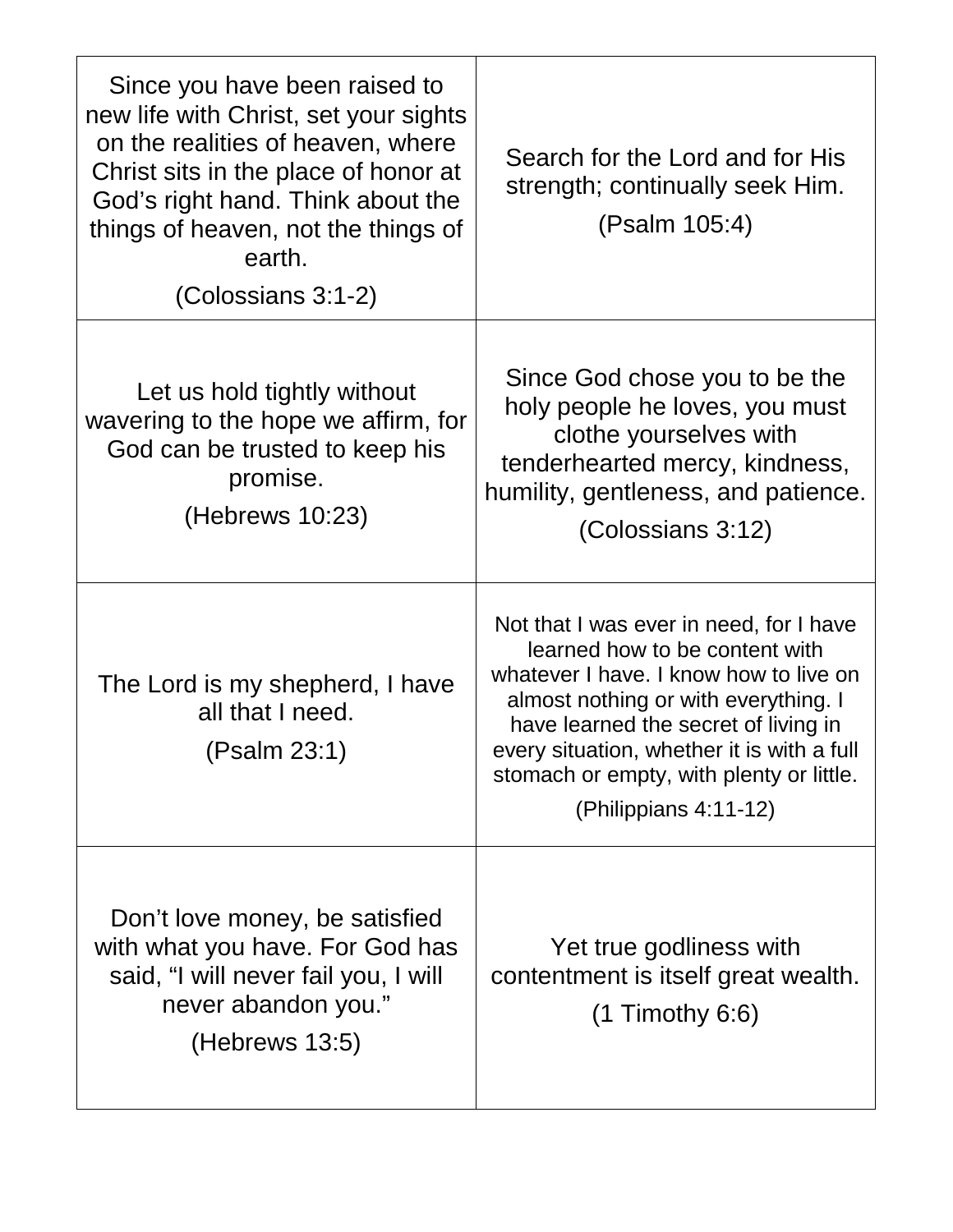| | |
|---|---|
| Since you have been raised to new life with Christ, set your sights on the realities of heaven, where Christ sits in the place of honor at God's right hand. Think about the things of heaven, not the things of earth.<br><br>(Colossians 3:1-2) | Search for the Lord and for His strength; continually seek Him.<br><br>(Psalm 105:4) |
| Let us hold tightly without wavering to the hope we affirm, for God can be trusted to keep his promise.<br><br>(Hebrews 10:23) | Since God chose you to be the holy people he loves, you must clothe yourselves with tenderhearted mercy, kindness, humility, gentleness, and patience.<br><br>(Colossians 3:12) |
| The Lord is my shepherd, I have all that I need.<br><br>(Psalm 23:1) | Not that I was ever in need, for I have learned how to be content with whatever I have. I know how to live on almost nothing or with everything. I have learned the secret of living in every situation, whether it is with a full stomach or empty, with plenty or little.<br><br>(Philippians 4:11-12) |
| Don't love money, be satisfied with what you have. For God has said, "I will never fail you, I will never abandon you."<br><br>(Hebrews 13:5) | Yet true godliness with contentment is itself great wealth.<br><br>(1 Timothy 6:6) |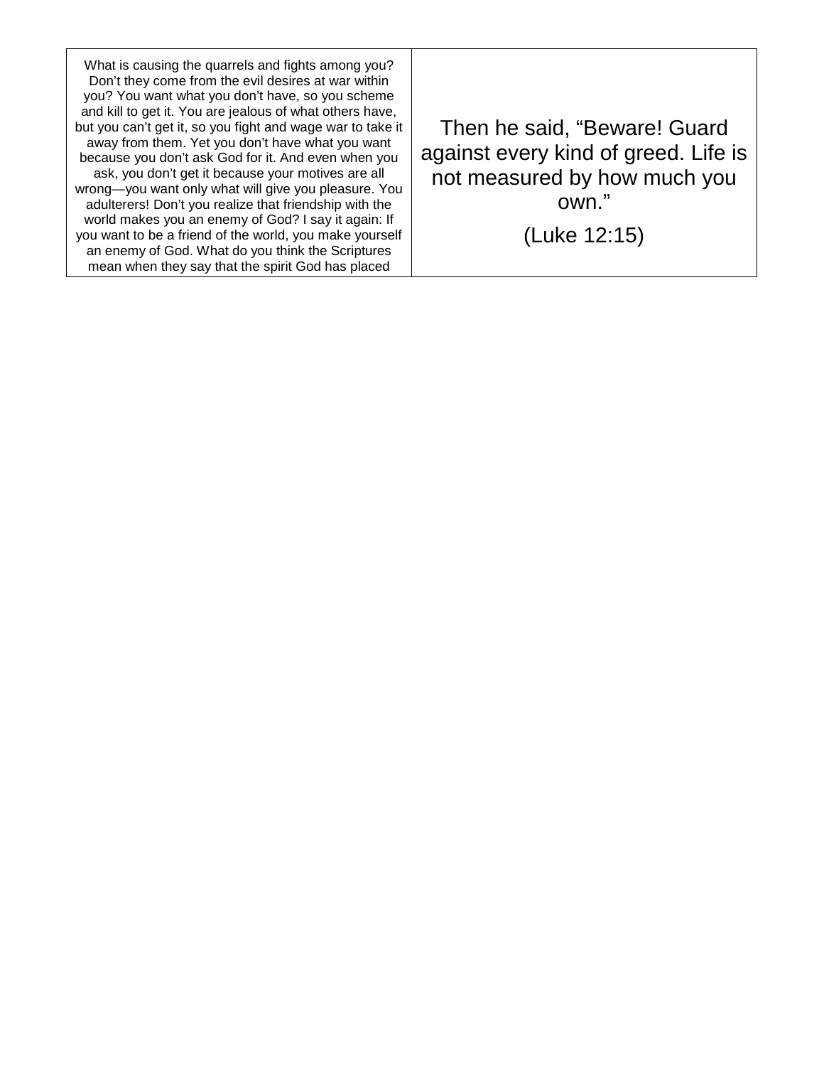| | |
|---|---|
| What is causing the quarrels and fights among you? Don't they come from the evil desires at war within you? You want what you don't have, so you scheme and kill to get it. You are jealous of what others have, but you can't get it, so you fight and wage war to take it away from them. Yet you don't have what you want because you don't ask God for it. And even when you ask, you don't get it because your motives are all wrong—you want only what will give you pleasure. You adulterers! Don't you realize that friendship with the world makes you an enemy of God? I say it again: If you want to be a friend of the world, you make yourself an enemy of God. What do you think the Scriptures mean when they say that the spirit God has placed | Then he said, "Beware! Guard against every kind of greed. Life is not measured by how much you own." (Luke 12:15) |